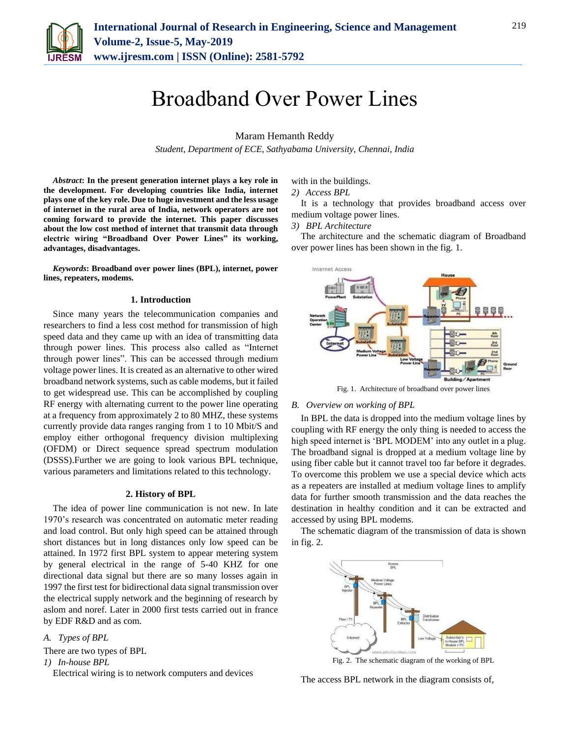# Broadband Over Power Lines

Maram Hemanth Reddy

*Student, Department of ECE, Sathyabama University, Chennai, India*

***Abstract*: In the present generation internet plays a key role in the development. For developing countries like India, internet plays one of the key role. Due to huge investment and the less usage of internet in the rural area of India, network operators are not coming forward to provide the internet. This paper discusses about the low cost method of internet that transmit data through electric wiring "Broadband Over Power Lines" its working, advantages, disadvantages.**

***Keywords*: Broadband over power lines (BPL), internet, power lines, repeaters, modems.**

## 1. Introduction

Since many years the telecommunication companies and researchers to find a less cost method for transmission of high speed data and they came up with an idea of transmitting data through power lines. This process also called as "Internet through power lines". This can be accessed through medium voltage power lines. It is created as an alternative to other wired broadband network systems, such as cable modems, but it failed to get widespread use. This can be accomplished by coupling RF energy with alternating current to the power line operating at a frequency from approximately 2 to 80 MHZ, these systems currently provide data ranges ranging from 1 to 10 Mbit/S and employ either orthogonal frequency division multiplexing (OFDM) or Direct sequence spread spectrum modulation (DSSS).Further we are going to look various BPL technique, various parameters and limitations related to this technology.

## 2. History of BPL

The idea of power line communication is not new. In late 1970's research was concentrated on automatic meter reading and load control. But only high speed can be attained through short distances but in long distances only low speed can be attained. In 1972 first BPL system to appear metering system by general electrical in the range of 5-40 KHZ for one directional data signal but there are so many losses again in 1997 the first test for bidirectional data signal transmission over the electrical supply network and the beginning of research by aslom and noref. Later in 2000 first tests carried out in france by EDF R&D and as com.

### *A. Types of BPL*

There are two types of BPL

*1) In-house BPL*

Electrical wiring is to network computers and devices with in the buildings.

*2) Access BPL*

It is a technology that provides broadband access over medium voltage power lines.

*3) BPL Architecture*

The architecture and the schematic diagram of Broadband over power lines has shown in the fig. 1.

Fig. 1. Architecture of broadband over power lines

### *B. Overview on working of BPL*

In BPL the data is dropped into the medium voltage lines by coupling with RF energy the only thing is needed to access the high speed internet is 'BPL MODEM' into any outlet in a plug. The broadband signal is dropped at a medium voltage line by using fiber cable but it cannot travel too far before it degrades. To overcome this problem we use a special device which acts as a repeaters are installed at medium voltage lines to amplify data for further smooth transmission and the data reaches the destination in healthy condition and it can be extracted and accessed by using BPL modems.

The schematic diagram of the transmission of data is shown in fig. 2.

Fig. 2. The schematic diagram of the working of BPL

The access BPL network in the diagram consists of,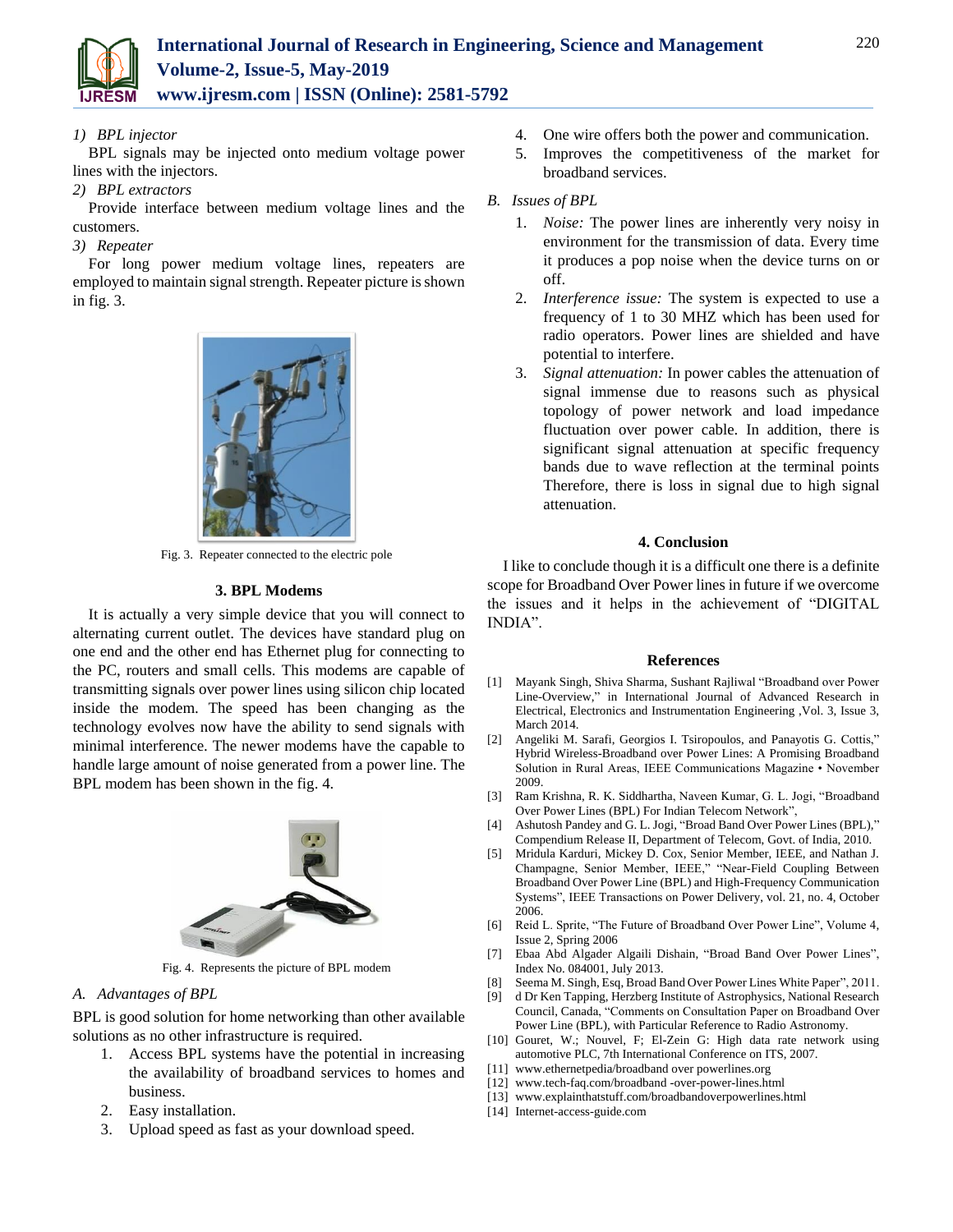*1) BPL injector*

BPL signals may be injected onto medium voltage power lines with the injectors.

*2) BPL extractors*

Provide interface between medium voltage lines and the customers.

*3) Repeater*

For long power medium voltage lines, repeaters are employed to maintain signal strength. Repeater picture is shown in fig. 3.

Fig. 3. Repeater connected to the electric pole

## 3. BPL Modems

It is actually a very simple device that you will connect to alternating current outlet. The devices have standard plug on one end and the other end has Ethernet plug for connecting to the PC, routers and small cells. This modems are capable of transmitting signals over power lines using silicon chip located inside the modem. The speed has been changing as the technology evolves now have the ability to send signals with minimal interference. The newer modems have the capable to handle large amount of noise generated from a power line. The BPL modem has been shown in the fig. 4.

Fig. 4. Represents the picture of BPL modem

### *A. Advantages of BPL*

BPL is good solution for home networking than other available solutions as no other infrastructure is required.

1. Access BPL systems have the potential in increasing the availability of broadband services to homes and business.
2. Easy installation.
3. Upload speed as fast as your download speed.
4. One wire offers both the power and communication.
5. Improves the competitiveness of the market for broadband services.

### *B. Issues of BPL*

1. *Noise:* The power lines are inherently very noisy in environment for the transmission of data. Every time it produces a pop noise when the device turns on or off.
2. *Interference issue:* The system is expected to use a frequency of 1 to 30 MHZ which has been used for radio operators. Power lines are shielded and have potential to interfere.
3. *Signal attenuation:* In power cables the attenuation of signal immense due to reasons such as physical topology of power network and load impedance fluctuation over power cable. In addition, there is significant signal attenuation at specific frequency bands due to wave reflection at the terminal points Therefore, there is loss in signal due to high signal attenuation.

## 4. Conclusion

I like to conclude though it is a difficult one there is a definite scope for Broadband Over Power lines in future if we overcome the issues and it helps in the achievement of "DIGITAL INDIA".

## References

[1] Mayank Singh, Shiva Sharma, Sushant Rajliwal "Broadband over Power Line-Overview," in International Journal of Advanced Research in Electrical, Electronics and Instrumentation Engineering ,Vol. 3, Issue 3, March 2014.

[2] Angeliki M. Sarafi, Georgios I. Tsiropoulos, and Panayotis G. Cottis," Hybrid Wireless-Broadband over Power Lines: A Promising Broadband Solution in Rural Areas, IEEE Communications Magazine • November 2009.

[3] Ram Krishna, R. K. Siddhartha, Naveen Kumar, G. L. Jogi, "Broadband Over Power Lines (BPL) For Indian Telecom Network",

[4] Ashutosh Pandey and G. L. Jogi, "Broad Band Over Power Lines (BPL)," Compendium Release II, Department of Telecom, Govt. of India, 2010.

[5] Mridula Karduri, Mickey D. Cox, Senior Member, IEEE, and Nathan J. Champagne, Senior Member, IEEE," "Near-Field Coupling Between Broadband Over Power Line (BPL) and High-Frequency Communication Systems", IEEE Transactions on Power Delivery, vol. 21, no. 4, October 2006.

[6] Reid L. Sprite, "The Future of Broadband Over Power Line", Volume 4, Issue 2, Spring 2006

[7] Ebaa Abd Algader Algaili Dishain, "Broad Band Over Power Lines", Index No. 084001, July 2013.

[8] Seema M. Singh, Esq, Broad Band Over Power Lines White Paper", 2011.

[9] d Dr Ken Tapping, Herzberg Institute of Astrophysics, National Research Council, Canada, "Comments on Consultation Paper on Broadband Over Power Line (BPL), with Particular Reference to Radio Astronomy.

[10] Gouret, W.; Nouvel, F; El-Zein G: High data rate network using automotive PLC, 7th International Conference on ITS, 2007.

[11] www.ethernetpedia/broadband over powerlines.org

[12] www.tech-faq.com/broadband -over-power-lines.html

[13] www.explainthatstuff.com/broadbandoverpowerlines.html

[14] Internet-access-guide.com